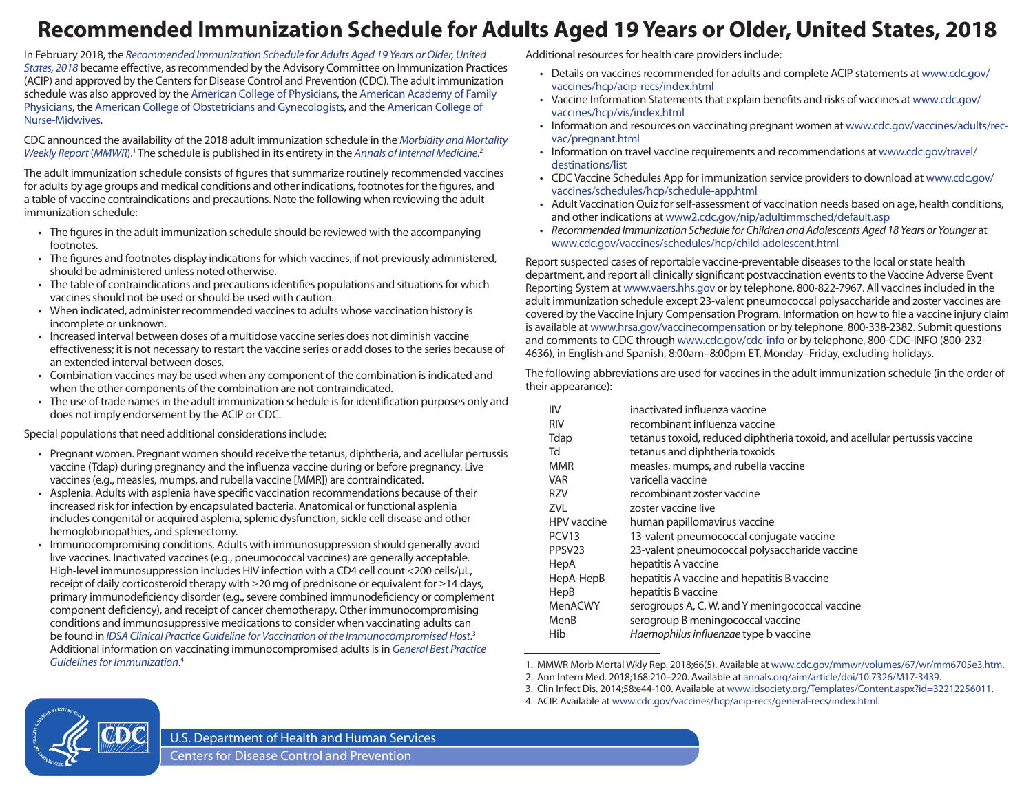# Recommended Immunization Schedule for Adults Aged 19 Years or Older, United States, 2018

In February 2018, the *Recommended Immunization Schedule for Adults Aged 19 Years or Older, United States, 2018* became effective, as recommended by the Advisory Committee on Immunization Practices (ACIP) and approved by the Centers for Disease Control and Prevention (CDC). The adult immunization schedule was also approved by the American College of Physicians, the American Academy of Family Physicians, the American College of Obstetricians and Gynecologists, and the American College of Nurse-Midwives.

CDC announced the availability of the 2018 adult immunization schedule in the *Morbidity and Mortality Weekly Report* (*MMWR*).[1] The schedule is published in its entirety in the *Annals of Internal Medicine*.[2]

The adult immunization schedule consists of figures that summarize routinely recommended vaccines for adults by age groups and medical conditions and other indications, footnotes for the figures, and a table of vaccine contraindications and precautions. Note the following when reviewing the adult immunization schedule:

- The figures in the adult immunization schedule should be reviewed with the accompanying footnotes.
- The figures and footnotes display indications for which vaccines, if not previously administered, should be administered unless noted otherwise.
- The table of contraindications and precautions identifies populations and situations for which vaccines should not be used or should be used with caution.
- When indicated, administer recommended vaccines to adults whose vaccination history is incomplete or unknown.
- Increased interval between doses of a multidose vaccine series does not diminish vaccine effectiveness; it is not necessary to restart the vaccine series or add doses to the series because of an extended interval between doses.
- Combination vaccines may be used when any component of the combination is indicated and when the other components of the combination are not contraindicated.
- The use of trade names in the adult immunization schedule is for identification purposes only and does not imply endorsement by the ACIP or CDC.

Special populations that need additional considerations include:

- Pregnant women. Pregnant women should receive the tetanus, diphtheria, and acellular pertussis vaccine (Tdap) during pregnancy and the influenza vaccine during or before pregnancy. Live vaccines (e.g., measles, mumps, and rubella vaccine [MMR]) are contraindicated.
- Asplenia. Adults with asplenia have specific vaccination recommendations because of their increased risk for infection by encapsulated bacteria. Anatomical or functional asplenia includes congenital or acquired asplenia, splenic dysfunction, sickle cell disease and other hemoglobinopathies, and splenectomy.
- Immunocompromising conditions. Adults with immunosuppression should generally avoid live vaccines. Inactivated vaccines (e.g., pneumococcal vaccines) are generally acceptable. High-level immunosuppression includes HIV infection with a CD4 cell count <200 cells/μL, receipt of daily corticosteroid therapy with ≥20 mg of prednisone or equivalent for ≥14 days, primary immunodeficiency disorder (e.g., severe combined immunodeficiency or complement component deficiency), and receipt of cancer chemotherapy. Other immunocompromising conditions and immunosuppressive medications to consider when vaccinating adults can be found in *IDSA Clinical Practice Guideline for Vaccination of the Immunocompromised Host*.[3] Additional information on vaccinating immunocompromised adults is in *General Best Practice Guidelines for Immunization*.[4]

Additional resources for health care providers include:

- Details on vaccines recommended for adults and complete ACIP statements at www.cdc.gov/vaccines/hcp/acip-recs/index.html
- Vaccine Information Statements that explain benefits and risks of vaccines at www.cdc.gov/vaccines/hcp/vis/index.html
- Information and resources on vaccinating pregnant women at www.cdc.gov/vaccines/adults/rec-vac/pregnant.html
- Information on travel vaccine requirements and recommendations at www.cdc.gov/travel/destinations/list
- CDC Vaccine Schedules App for immunization service providers to download at www.cdc.gov/vaccines/schedules/hcp/schedule-app.html
- Adult Vaccination Quiz for self-assessment of vaccination needs based on age, health conditions, and other indications at www2.cdc.gov/nip/adultimmsched/default.asp
- *Recommended Immunization Schedule for Children and Adolescents Aged 18 Years or Younger* at www.cdc.gov/vaccines/schedules/hcp/child-adolescent.html

Report suspected cases of reportable vaccine-preventable diseases to the local or state health department, and report all clinically significant postvaccination events to the Vaccine Adverse Event Reporting System at www.vaers.hhs.gov or by telephone, 800-822-7967. All vaccines included in the adult immunization schedule except 23-valent pneumococcal polysaccharide and zoster vaccines are covered by the Vaccine Injury Compensation Program. Information on how to file a vaccine injury claim is available at www.hrsa.gov/vaccinecompensation or by telephone, 800-338-2382. Submit questions and comments to CDC through www.cdc.gov/cdc-info or by telephone, 800-CDC-INFO (800-232-4636), in English and Spanish, 8:00am–8:00pm ET, Monday–Friday, excluding holidays.

The following abbreviations are used for vaccines in the adult immunization schedule (in the order of their appearance):

| | |
|---|---|
| IIV | inactivated influenza vaccine |
| RIV | recombinant influenza vaccine |
| Tdap | tetanus toxoid, reduced diphtheria toxoid, and acellular pertussis vaccine |
| Td | tetanus and diphtheria toxoids |
| MMR | measles, mumps, and rubella vaccine |
| VAR | varicella vaccine |
| RZV | recombinant zoster vaccine |
| ZVL | zoster vaccine live |
| HPV vaccine | human papillomavirus vaccine |
| PCV13 | 13-valent pneumococcal conjugate vaccine |
| PPSV23 | 23-valent pneumococcal polysaccharide vaccine |
| HepA | hepatitis A vaccine |
| HepA-HepB | hepatitis A vaccine and hepatitis B vaccine |
| HepB | hepatitis B vaccine |
| MenACWY | serogroups A, C, W, and Y meningococcal vaccine |
| MenB | serogroup B meningococcal vaccine |
| Hib | *Haemophilus influenzae* type b vaccine |

1. MMWR Morb Mortal Wkly Rep. 2018;66(5). Available at www.cdc.gov/mmwr/volumes/67/wr/mm6705e3.htm.
2. Ann Intern Med. 2018;168:210–220. Available at annals.org/aim/article/doi/10.7326/M17-3439.
3. Clin Infect Dis. 2014;58:e44-100. Available at www.idsociety.org/Templates/Content.aspx?id=32212256011.
4. ACIP. Available at www.cdc.gov/vaccines/hcp/acip-recs/general-recs/index.html.

U.S. Department of Health and Human Services
Centers for Disease Control and Prevention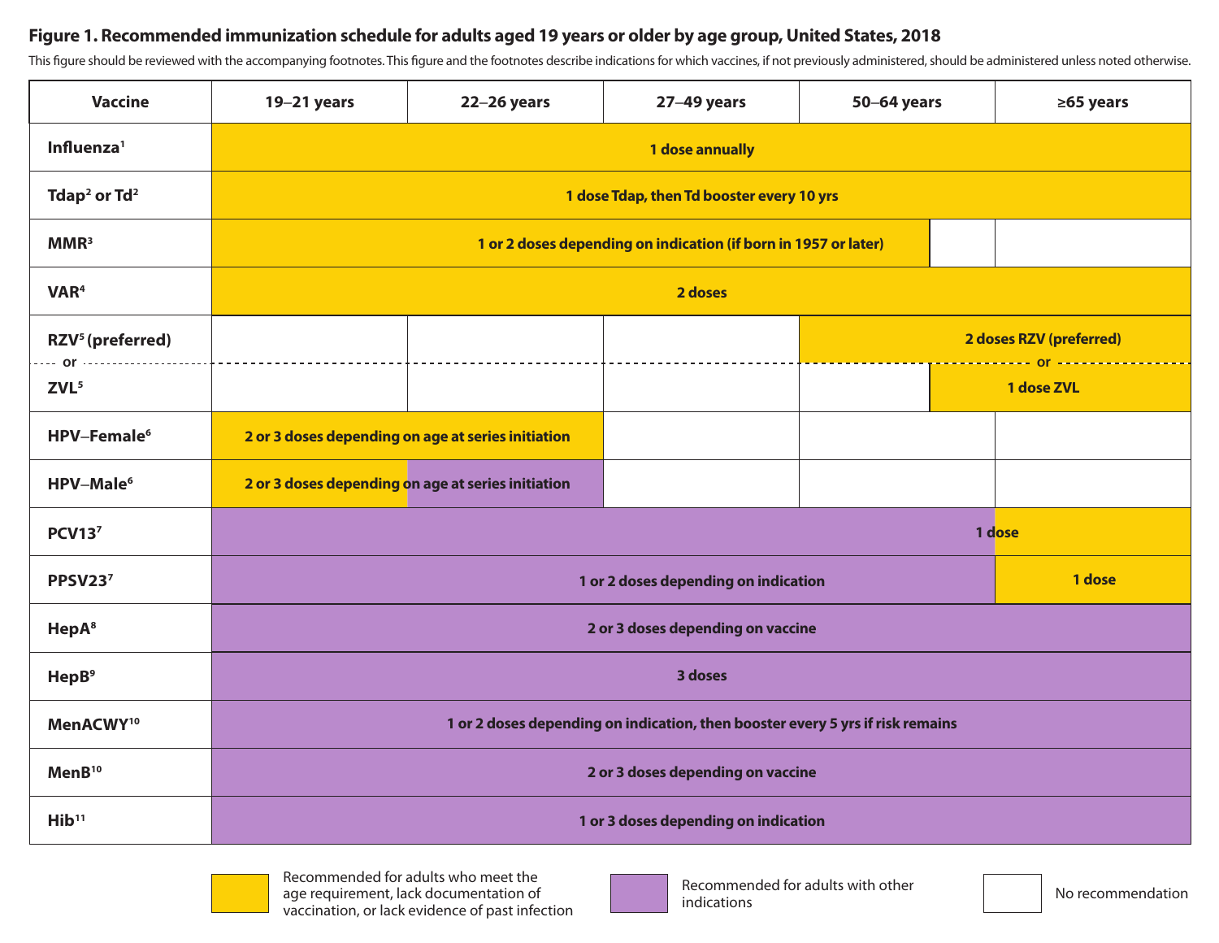**Figure 1. Recommended immunization schedule for adults aged 19 years or older by age group, United States, 2018**

This figure should be reviewed with the accompanying footnotes. This figure and the footnotes describe indications for which vaccines, if not previously administered, should be administered unless noted otherwise.

| Vaccine | 19–21 years | 22–26 years | 27–49 years | 50–64 years | ≥65 years |
|---|---|---|---|---|---|
| Influenza[1] | 1 dose annually | | | | |
| Tdap[2] or Td[2] | 1 dose Tdap, then Td booster every 10 yrs | | | | |
| MMR[3] | 1 or 2 doses depending on indication (if born in 1957 or later) | | | | |
| VAR[4] | 2 doses | | | | |
| RZV[5] (preferred) | | | | 2 doses RZV (preferred) | |
| or | | | | or | |
| ZVL[5] | | | | | 1 dose ZVL |
| HPV–Female[6] | 2 or 3 doses depending on age at series initiation | | | | |
| HPV–Male[6] | 2 or 3 doses depending on age at series initiation | | | | |
| PCV13[7] | 1 dose | | | | |
| PPSV23[7] | 1 or 2 doses depending on indication | | | | 1 dose |
| HepA[8] | 2 or 3 doses depending on vaccine | | | | |
| HepB[9] | 3 doses | | | | |
| MenACWY[10] | 1 or 2 doses depending on indication, then booster every 5 yrs if risk remains | | | | |
| MenB[10] | 2 or 3 doses depending on vaccine | | | | |
| Hib[11] | 1 or 3 doses depending on indication | | | | |

Legend:
- Recommended for adults who meet the age requirement, lack documentation of vaccination, or lack evidence of past infection
- Recommended for adults with other indications
- No recommendation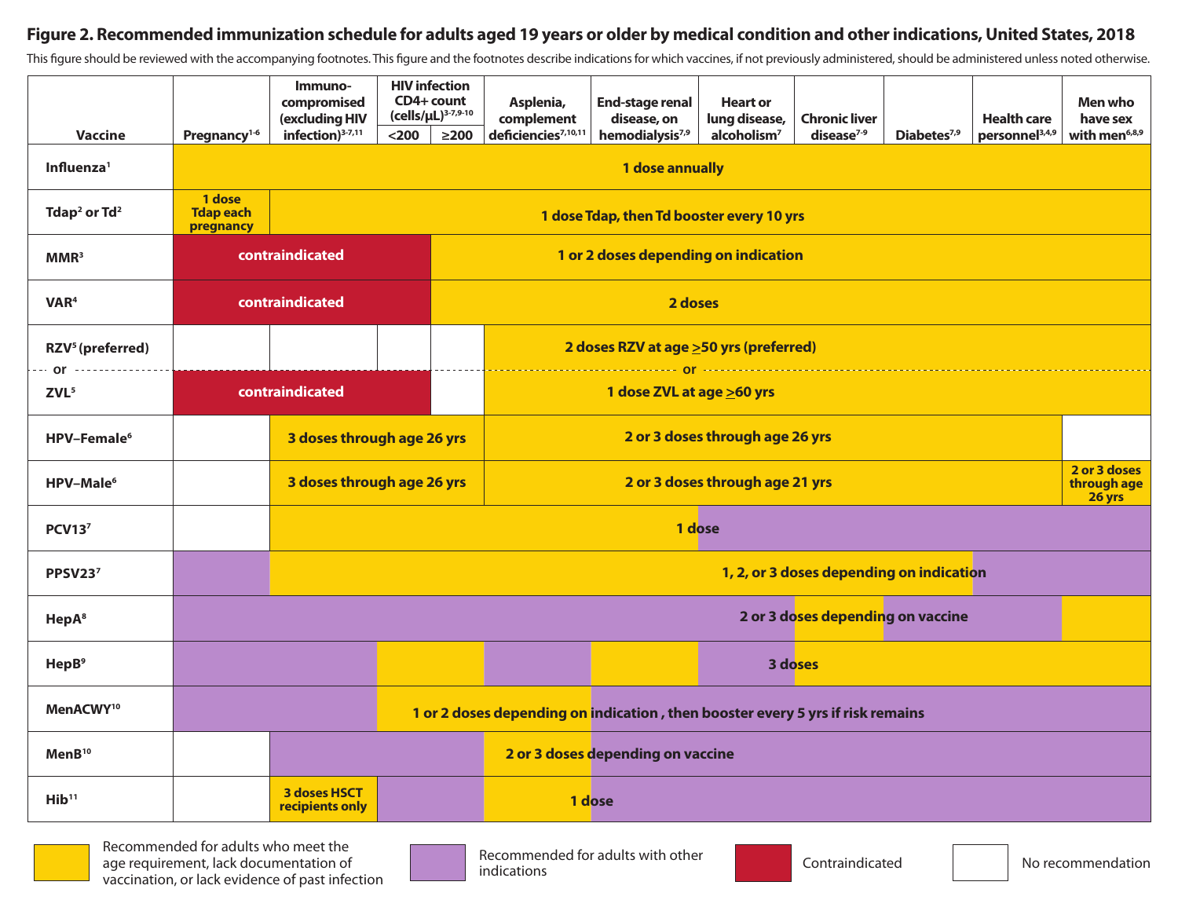**Figure 2. Recommended immunization schedule for adults aged 19 years or older by medical condition and other indications, United States, 2018**

This figure should be reviewed with the accompanying footnotes. This figure and the footnotes describe indications for which vaccines, if not previously administered, should be administered unless noted otherwise.

Cell key (the original chart is color-coded): (Y) = yellow, (P) = purple, (C) = red/contraindicated, blank = white/no recommendation. See the legend below the table.

| Vaccine | Pregnancy[1-6] | Immuno-compromised (excluding HIV infection)[3-7,11] | HIV infection CD4+ count (cells/μL)[3-7,9-10] <200 | HIV infection CD4+ count (cells/μL)[3-7,9-10] ≥200 | Asplenia, complement deficiencies[7,10,11] | End-stage renal disease, on hemodialysis[7,9] | Heart or lung disease, alcoholism[7] | Chronic liver disease[7-9] | Diabetes[7,9] | Health care personnel[3,4,9] | Men who have sex with men[6,8,9] |
|---|---|---|---|---|---|---|---|---|---|---|---|
| Influenza[1] | 1 dose annually (Y) | 1 dose annually (Y) | 1 dose annually (Y) | 1 dose annually (Y) | 1 dose annually (Y) | 1 dose annually (Y) | 1 dose annually (Y) | 1 dose annually (Y) | 1 dose annually (Y) | 1 dose annually (Y) | 1 dose annually (Y) |
| Tdap[2] or Td[2] | 1 dose Tdap each pregnancy (Y) | 1 dose Tdap, then Td booster every 10 yrs (Y) | 1 dose Tdap, then Td booster every 10 yrs (Y) | 1 dose Tdap, then Td booster every 10 yrs (Y) | 1 dose Tdap, then Td booster every 10 yrs (Y) | 1 dose Tdap, then Td booster every 10 yrs (Y) | 1 dose Tdap, then Td booster every 10 yrs (Y) | 1 dose Tdap, then Td booster every 10 yrs (Y) | 1 dose Tdap, then Td booster every 10 yrs (Y) | 1 dose Tdap, then Td booster every 10 yrs (Y) | 1 dose Tdap, then Td booster every 10 yrs (Y) |
| MMR[3] | contraindicated (C) | contraindicated (C) | contraindicated (C) | 1 or 2 doses depending on indication (Y) | 1 or 2 doses depending on indication (Y) | 1 or 2 doses depending on indication (Y) | 1 or 2 doses depending on indication (Y) | 1 or 2 doses depending on indication (Y) | 1 or 2 doses depending on indication (Y) | 1 or 2 doses depending on indication (Y) | 1 or 2 doses depending on indication (Y) |
| VAR[4] | contraindicated (C) | contraindicated (C) | contraindicated (C) | 2 doses (Y) | 2 doses (Y) | 2 doses (Y) | 2 doses (Y) | 2 doses (Y) | 2 doses (Y) | 2 doses (Y) | 2 doses (Y) |
| RZV[5] (preferred) | | | | | 2 doses RZV at age ≥50 yrs (preferred) (Y) | 2 doses RZV at age ≥50 yrs (preferred) (Y) | 2 doses RZV at age ≥50 yrs (preferred) (Y) | 2 doses RZV at age ≥50 yrs (preferred) (Y) | 2 doses RZV at age ≥50 yrs (preferred) (Y) | 2 doses RZV at age ≥50 yrs (preferred) (Y) | 2 doses RZV at age ≥50 yrs (preferred) (Y) |
| or ZVL[5] | contraindicated (C) | contraindicated (C) | contraindicated (C) | | or 1 dose ZVL at age ≥60 yrs (Y) | or 1 dose ZVL at age ≥60 yrs (Y) | or 1 dose ZVL at age ≥60 yrs (Y) | or 1 dose ZVL at age ≥60 yrs (Y) | or 1 dose ZVL at age ≥60 yrs (Y) | or 1 dose ZVL at age ≥60 yrs (Y) | or 1 dose ZVL at age ≥60 yrs (Y) |
| HPV–Female[6] | | 3 doses through age 26 yrs (Y) | 3 doses through age 26 yrs (Y) | 3 doses through age 26 yrs (Y) | 2 or 3 doses through age 26 yrs (Y) | 2 or 3 doses through age 26 yrs (Y) | 2 or 3 doses through age 26 yrs (Y) | 2 or 3 doses through age 26 yrs (Y) | 2 or 3 doses through age 26 yrs (Y) | 2 or 3 doses through age 26 yrs (Y) | |
| HPV–Male[6] | | 3 doses through age 26 yrs (Y) | 3 doses through age 26 yrs (Y) | 3 doses through age 26 yrs (Y) | 2 or 3 doses through age 21 yrs (Y) | 2 or 3 doses through age 21 yrs (Y) | 2 or 3 doses through age 21 yrs (Y) | 2 or 3 doses through age 21 yrs (Y) | 2 or 3 doses through age 21 yrs (Y) | 2 or 3 doses through age 21 yrs (Y) | 2 or 3 doses through age 26 yrs (Y) |
| PCV13[7] | | 1 dose (Y) | 1 dose (Y) | 1 dose (Y) | 1 dose (Y) | 1 dose (Y) | 1 dose (P) | 1 dose (P) | 1 dose (P) | 1 dose (P) | 1 dose (P) |
| PPSV23[7] | (P) | 1, 2, or 3 doses depending on indication (Y) | 1, 2, or 3 doses depending on indication (Y) | 1, 2, or 3 doses depending on indication (Y) | 1, 2, or 3 doses depending on indication (Y) | 1, 2, or 3 doses depending on indication (Y) | 1, 2, or 3 doses depending on indication (Y) | 1, 2, or 3 doses depending on indication (Y) | 1, 2, or 3 doses depending on indication (Y) | (P) | (P) |
| HepA[8] | 2 or 3 doses depending on vaccine (P) | 2 or 3 doses depending on vaccine (P) | 2 or 3 doses depending on vaccine (P) | 2 or 3 doses depending on vaccine (P) | 2 or 3 doses depending on vaccine (P) | 2 or 3 doses depending on vaccine (P) | 2 or 3 doses depending on vaccine (P) | 2 or 3 doses depending on vaccine (Y) | 2 or 3 doses depending on vaccine (P) | 2 or 3 doses depending on vaccine (P) | 2 or 3 doses depending on vaccine (Y) |
| HepB[9] | 3 doses (P) | 3 doses (P) | 3 doses (Y) | 3 doses (Y) | 3 doses (P) | 3 doses (Y) | 3 doses (P) | 3 doses (Y) | 3 doses (Y) | 3 doses (Y) | 3 doses (Y) |
| MenACWY[10] | (P) | (P) | 1 or 2 doses depending on indication, then booster every 5 yrs if risk remains (Y) | 1 or 2 doses depending on indication, then booster every 5 yrs if risk remains (Y) | 1 or 2 doses depending on indication, then booster every 5 yrs if risk remains (Y) | (P) | (P) | (P) | (P) | (P) | (P) |
| MenB[10] | | (P) | (P) | (P) | 2 or 3 doses depending on vaccine (Y) | (P) | (P) | (P) | (P) | (P) | (P) |
| Hib[11] | | 3 doses HSCT recipients only (Y) | (P) | (P) | 1 dose (Y) | (P) | (P) | (P) | (P) | (P) | (P) |

Legend:

- (Y) Recommended for adults who meet the age requirement, lack documentation of vaccination, or lack evidence of past infection
- (P) Recommended for adults with other indications
- (C) Contraindicated
- (blank) No recommendation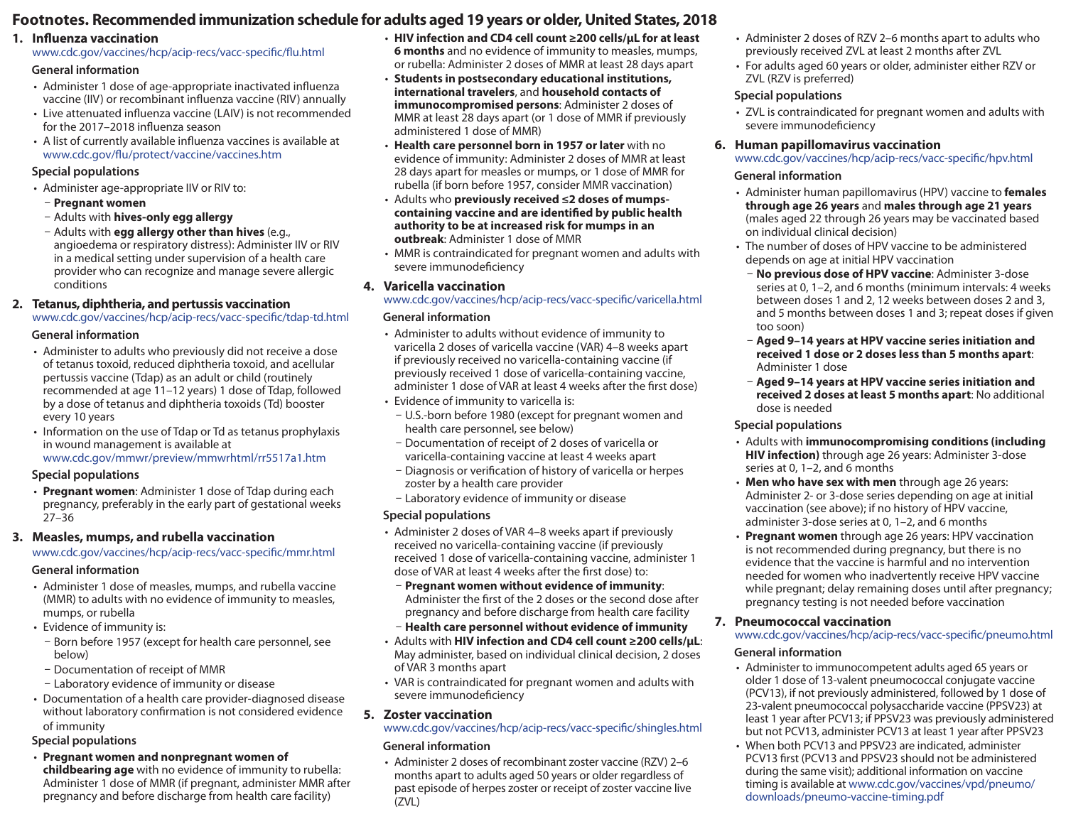# Footnotes. Recommended immunization schedule for adults aged 19 years or older, United States, 2018

## 1. Influenza vaccination

www.cdc.gov/vaccines/hcp/acip-recs/vacc-specific/flu.html

### General information

- Administer 1 dose of age-appropriate inactivated influenza vaccine (IIV) or recombinant influenza vaccine (RIV) annually
- Live attenuated influenza vaccine (LAIV) is not recommended for the 2017–2018 influenza season
- A list of currently available influenza vaccines is available at www.cdc.gov/flu/protect/vaccine/vaccines.htm

### Special populations

- Administer age-appropriate IIV or RIV to:
  - **Pregnant women**
  - Adults with **hives-only egg allergy**
  - Adults with **egg allergy other than hives** (e.g., angioedema or respiratory distress): Administer IIV or RIV in a medical setting under supervision of a health care provider who can recognize and manage severe allergic conditions

## 2. Tetanus, diphtheria, and pertussis vaccination

www.cdc.gov/vaccines/hcp/acip-recs/vacc-specific/tdap-td.html

### General information

- Administer to adults who previously did not receive a dose of tetanus toxoid, reduced diphtheria toxoid, and acellular pertussis vaccine (Tdap) as an adult or child (routinely recommended at age 11–12 years) 1 dose of Tdap, followed by a dose of tetanus and diphtheria toxoids (Td) booster every 10 years
- Information on the use of Tdap or Td as tetanus prophylaxis in wound management is available at www.cdc.gov/mmwr/preview/mmwrhtml/rr5517a1.htm

### Special populations

- **Pregnant women**: Administer 1 dose of Tdap during each pregnancy, preferably in the early part of gestational weeks 27–36

## 3. Measles, mumps, and rubella vaccination

www.cdc.gov/vaccines/hcp/acip-recs/vacc-specific/mmr.html

### General information

- Administer 1 dose of measles, mumps, and rubella vaccine (MMR) to adults with no evidence of immunity to measles, mumps, or rubella
- Evidence of immunity is:
  - Born before 1957 (except for health care personnel, see below)
  - Documentation of receipt of MMR
  - Laboratory evidence of immunity or disease
- Documentation of a health care provider-diagnosed disease without laboratory confirmation is not considered evidence of immunity

### Special populations

- **Pregnant women and nonpregnant women of childbearing age** with no evidence of immunity to rubella: Administer 1 dose of MMR (if pregnant, administer MMR after pregnancy and before discharge from health care facility)
- **HIV infection and CD4 cell count ≥200 cells/μL for at least 6 months** and no evidence of immunity to measles, mumps, or rubella: Administer 2 doses of MMR at least 28 days apart
- **Students in postsecondary educational institutions, international travelers**, and **household contacts of immunocompromised persons**: Administer 2 doses of MMR at least 28 days apart (or 1 dose of MMR if previously administered 1 dose of MMR)
- **Health care personnel born in 1957 or later** with no evidence of immunity: Administer 2 doses of MMR at least 28 days apart for measles or mumps, or 1 dose of MMR for rubella (if born before 1957, consider MMR vaccination)
- Adults who **previously received ≤2 doses of mumps-containing vaccine and are identified by public health authority to be at increased risk for mumps in an outbreak**: Administer 1 dose of MMR
- MMR is contraindicated for pregnant women and adults with severe immunodeficiency

## 4. Varicella vaccination

www.cdc.gov/vaccines/hcp/acip-recs/vacc-specific/varicella.html

### General information

- Administer to adults without evidence of immunity to varicella 2 doses of varicella vaccine (VAR) 4–8 weeks apart if previously received no varicella-containing vaccine (if previously received 1 dose of varicella-containing vaccine, administer 1 dose of VAR at least 4 weeks after the first dose)
- Evidence of immunity to varicella is:
  - U.S.-born before 1980 (except for pregnant women and health care personnel, see below)
  - Documentation of receipt of 2 doses of varicella or varicella-containing vaccine at least 4 weeks apart
  - Diagnosis or verification of history of varicella or herpes zoster by a health care provider
  - Laboratory evidence of immunity or disease

### Special populations

- Administer 2 doses of VAR 4–8 weeks apart if previously received no varicella-containing vaccine (if previously received 1 dose of varicella-containing vaccine, administer 1 dose of VAR at least 4 weeks after the first dose) to:
  - **Pregnant women without evidence of immunity**: Administer the first of the 2 doses or the second dose after pregnancy and before discharge from health care facility
  - **Health care personnel without evidence of immunity**
- Adults with **HIV infection and CD4 cell count ≥200 cells/μL**: May administer, based on individual clinical decision, 2 doses of VAR 3 months apart
- VAR is contraindicated for pregnant women and adults with severe immunodeficiency

## 5. Zoster vaccination

www.cdc.gov/vaccines/hcp/acip-recs/vacc-specific/shingles.html

### General information

- Administer 2 doses of recombinant zoster vaccine (RZV) 2–6 months apart to adults aged 50 years or older regardless of past episode of herpes zoster or receipt of zoster vaccine live (ZVL)
- Administer 2 doses of RZV 2–6 months apart to adults who previously received ZVL at least 2 months after ZVL
- For adults aged 60 years or older, administer either RZV or ZVL (RZV is preferred)

### Special populations

- ZVL is contraindicated for pregnant women and adults with severe immunodeficiency

## 6. Human papillomavirus vaccination

www.cdc.gov/vaccines/hcp/acip-recs/vacc-specific/hpv.html

### General information

- Administer human papillomavirus (HPV) vaccine to **females through age 26 years** and **males through age 21 years** (males aged 22 through 26 years may be vaccinated based on individual clinical decision)
- The number of doses of HPV vaccine to be administered depends on age at initial HPV vaccination
  - **No previous dose of HPV vaccine**: Administer 3-dose series at 0, 1–2, and 6 months (minimum intervals: 4 weeks between doses 1 and 2, 12 weeks between doses 2 and 3, and 5 months between doses 1 and 3; repeat doses if given too soon)
  - **Aged 9–14 years at HPV vaccine series initiation and received 1 dose or 2 doses less than 5 months apart**: Administer 1 dose
  - **Aged 9–14 years at HPV vaccine series initiation and received 2 doses at least 5 months apart**: No additional dose is needed

### Special populations

- Adults with **immunocompromising conditions (including HIV infection)** through age 26 years: Administer 3-dose series at 0, 1–2, and 6 months
- **Men who have sex with men** through age 26 years: Administer 2- or 3-dose series depending on age at initial vaccination (see above); if no history of HPV vaccine, administer 3-dose series at 0, 1–2, and 6 months
- **Pregnant women** through age 26 years: HPV vaccination is not recommended during pregnancy, but there is no evidence that the vaccine is harmful and no intervention needed for women who inadvertently receive HPV vaccine while pregnant; delay remaining doses until after pregnancy; pregnancy testing is not needed before vaccination

## 7. Pneumococcal vaccination

www.cdc.gov/vaccines/hcp/acip-recs/vacc-specific/pneumo.html

### General information

- Administer to immunocompetent adults aged 65 years or older 1 dose of 13-valent pneumococcal conjugate vaccine (PCV13), if not previously administered, followed by 1 dose of 23-valent pneumococcal polysaccharide vaccine (PPSV23) at least 1 year after PCV13; if PPSV23 was previously administered but not PCV13, administer PCV13 at least 1 year after PPSV23
- When both PCV13 and PPSV23 are indicated, administer PCV13 first (PCV13 and PPSV23 should not be administered during the same visit); additional information on vaccine timing is available at www.cdc.gov/vaccines/vpd/pneumo/downloads/pneumo-vaccine-timing.pdf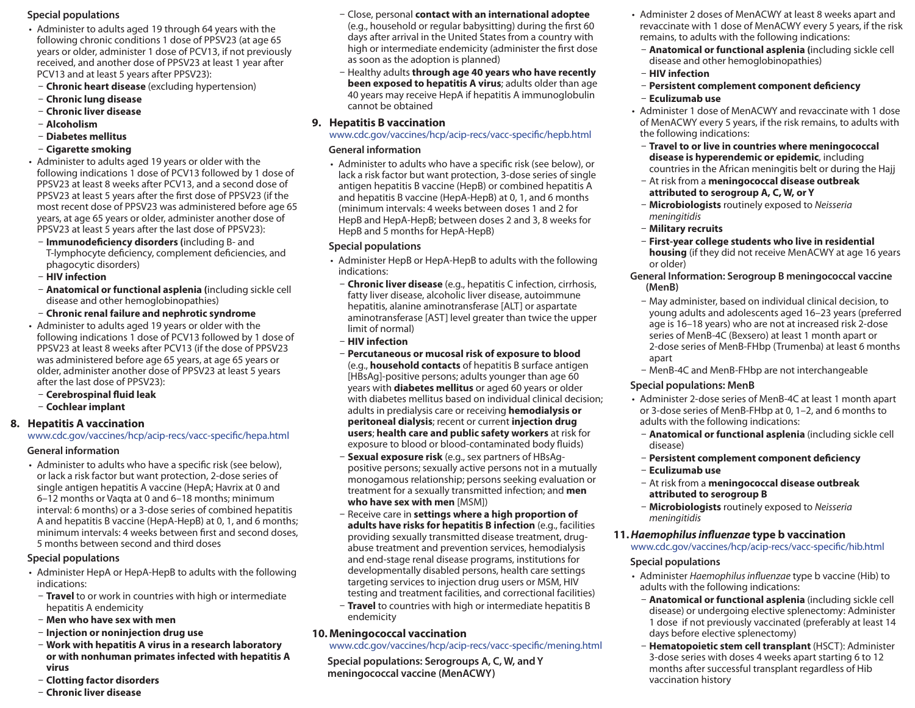### Special populations

- Administer to adults aged 19 through 64 years with the following chronic conditions 1 dose of PPSV23 (at age 65 years or older, administer 1 dose of PCV13, if not previously received, and another dose of PPSV23 at least 1 year after PCV13 and at least 5 years after PPSV23):
  - **Chronic heart disease** (excluding hypertension)
  - **Chronic lung disease**
  - **Chronic liver disease**
  - **Alcoholism**
  - **Diabetes mellitus**
  - **Cigarette smoking**
- Administer to adults aged 19 years or older with the following indications 1 dose of PCV13 followed by 1 dose of PPSV23 at least 8 weeks after PCV13, and a second dose of PPSV23 at least 5 years after the first dose of PPSV23 (if the most recent dose of PPSV23 was administered before age 65 years, at age 65 years or older, administer another dose of PPSV23 at least 5 years after the last dose of PPSV23):
  - **Immunodeficiency disorders (**including B- and T-lymphocyte deficiency, complement deficiencies, and phagocytic disorders)
  - **HIV infection**
  - **Anatomical or functional asplenia (**including sickle cell disease and other hemoglobinopathies)
  - **Chronic renal failure and nephrotic syndrome**
- Administer to adults aged 19 years or older with the following indications 1 dose of PCV13 followed by 1 dose of PPSV23 at least 8 weeks after PCV13 (if the dose of PPSV23 was administered before age 65 years, at age 65 years or older, administer another dose of PPSV23 at least 5 years after the last dose of PPSV23):
  - **Cerebrospinal fluid leak**
  - **Cochlear implant**

## 8. Hepatitis A vaccination

www.cdc.gov/vaccines/hcp/acip-recs/vacc-specific/hepa.html

### General information

- Administer to adults who have a specific risk (see below), or lack a risk factor but want protection, 2-dose series of single antigen hepatitis A vaccine (HepA; Havrix at 0 and 6–12 months or Vaqta at 0 and 6–18 months; minimum interval: 6 months) or a 3-dose series of combined hepatitis A and hepatitis B vaccine (HepA-HepB) at 0, 1, and 6 months; minimum intervals: 4 weeks between first and second doses, 5 months between second and third doses

### Special populations

- Administer HepA or HepA-HepB to adults with the following indications:
  - **Travel** to or work in countries with high or intermediate hepatitis A endemicity
  - **Men who have sex with men**
  - **Injection or noninjection drug use**
  - **Work with hepatitis A virus in a research laboratory or with nonhuman primates infected with hepatitis A virus**
  - **Clotting factor disorders**
  - **Chronic liver disease**
  - Close, personal **contact with an international adoptee** (e.g., household or regular babysitting) during the first 60 days after arrival in the United States from a country with high or intermediate endemicity (administer the first dose as soon as the adoption is planned)
  - Healthy adults **through age 40 years who have recently been exposed to hepatitis A virus**; adults older than age 40 years may receive HepA if hepatitis A immunoglobulin cannot be obtained

## 9. Hepatitis B vaccination

www.cdc.gov/vaccines/hcp/acip-recs/vacc-specific/hepb.html

### General information

- Administer to adults who have a specific risk (see below), or lack a risk factor but want protection, 3-dose series of single antigen hepatitis B vaccine (HepB) or combined hepatitis A and hepatitis B vaccine (HepA-HepB) at 0, 1, and 6 months (minimum intervals: 4 weeks between doses 1 and 2 for HepB and HepA-HepB; between doses 2 and 3, 8 weeks for HepB and 5 months for HepA-HepB)

### Special populations

- Administer HepB or HepA-HepB to adults with the following indications:
  - **Chronic liver disease** (e.g., hepatitis C infection, cirrhosis, fatty liver disease, alcoholic liver disease, autoimmune hepatitis, alanine aminotransferase [ALT] or aspartate aminotransferase [AST] level greater than twice the upper limit of normal)
  - **HIV infection**
  - **Percutaneous or mucosal risk of exposure to blood** (e.g., **household contacts** of hepatitis B surface antigen [HBsAg]-positive persons; adults younger than age 60 years with **diabetes mellitus** or aged 60 years or older with diabetes mellitus based on individual clinical decision; adults in predialysis care or receiving **hemodialysis or peritoneal dialysis**; recent or current **injection drug users**; **health care and public safety workers** at risk for exposure to blood or blood-contaminated body fluids)
  - **Sexual exposure risk** (e.g., sex partners of HBsAg-positive persons; sexually active persons not in a mutually monogamous relationship; persons seeking evaluation or treatment for a sexually transmitted infection; and **men who have sex with men** [MSM])
  - Receive care in **settings where a high proportion of adults have risks for hepatitis B infection** (e.g., facilities providing sexually transmitted disease treatment, drug-abuse treatment and prevention services, hemodialysis and end-stage renal disease programs, institutions for developmentally disabled persons, health care settings targeting services to injection drug users or MSM, HIV testing and treatment facilities, and correctional facilities)
  - **Travel** to countries with high or intermediate hepatitis B endemicity

## 10. Meningococcal vaccination

www.cdc.gov/vaccines/hcp/acip-recs/vacc-specific/mening.html

### Special populations: Serogroups A, C, W, and Y meningococcal vaccine (MenACWY)

- Administer 2 doses of MenACWY at least 8 weeks apart and revaccinate with 1 dose of MenACWY every 5 years, if the risk remains, to adults with the following indications:
  - **Anatomical or functional asplenia (**including sickle cell disease and other hemoglobinopathies)
  - **HIV infection**
  - **Persistent complement component deficiency**
  - **Eculizumab use**
- Administer 1 dose of MenACWY and revaccinate with 1 dose of MenACWY every 5 years, if the risk remains, to adults with the following indications:
  - **Travel to or live in countries where meningococcal disease is hyperendemic or epidemic**, including countries in the African meningitis belt or during the Hajj
  - At risk from a **meningococcal disease outbreak attributed to serogroup A, C, W, or Y**
  - **Microbiologists** routinely exposed to *Neisseria meningitidis*
  - **Military recruits**
  - **First-year college students who live in residential housing** (if they did not receive MenACWY at age 16 years or older)

### General Information: Serogroup B meningococcal vaccine (MenB)

- May administer, based on individual clinical decision, to young adults and adolescents aged 16–23 years (preferred age is 16–18 years) who are not at increased risk 2-dose series of MenB-4C (Bexsero) at least 1 month apart or 2-dose series of MenB-FHbp (Trumenba) at least 6 months apart
- MenB-4C and MenB-FHbp are not interchangeable

### Special populations: MenB

- Administer 2-dose series of MenB-4C at least 1 month apart or 3-dose series of MenB-FHbp at 0, 1–2, and 6 months to adults with the following indications:
  - **Anatomical or functional asplenia** (including sickle cell disease)
  - **Persistent complement component deficiency**
  - **Eculizumab use**
  - At risk from a **meningococcal disease outbreak attributed to serogroup B**
  - **Microbiologists** routinely exposed to *Neisseria meningitidis*

## 11. *Haemophilus influenzae* type b vaccination

www.cdc.gov/vaccines/hcp/acip-recs/vacc-specific/hib.html

### Special populations

- Administer *Haemophilus influenzae* type b vaccine (Hib) to adults with the following indications:
  - **Anatomical or functional asplenia** (including sickle cell disease) or undergoing elective splenectomy: Administer 1 dose if not previously vaccinated (preferably at least 14 days before elective splenectomy)
  - **Hematopoietic stem cell transplant** (HSCT): Administer 3-dose series with doses 4 weeks apart starting 6 to 12 months after successful transplant regardless of Hib vaccination history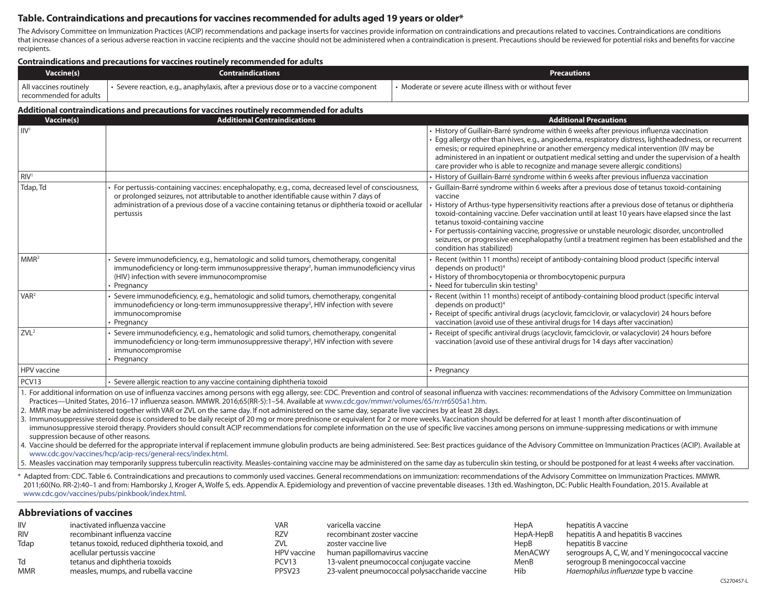## Table. Contraindications and precautions for vaccines recommended for adults aged 19 years or older*

The Advisory Committee on Immunization Practices (ACIP) recommendations and package inserts for vaccines provide information on contraindications and precautions related to vaccines. Contraindications are conditions that increase chances of a serious adverse reaction in vaccine recipients and the vaccine should not be administered when a contraindication is present. Precautions should be reviewed for potential risks and benefits for vaccine recipients.

### Contraindications and precautions for vaccines routinely recommended for adults

| Vaccine(s) | Contraindications | Precautions |
|---|---|---|
| All vaccines routinely recommended for adults | • Severe reaction, e.g., anaphylaxis, after a previous dose or to a vaccine component | • Moderate or severe acute illness with or without fever |

### Additional contraindications and precautions for vaccines routinely recommended for adults

| Vaccine(s) | Additional Contraindications | Additional Precautions |
|---|---|---|
| IIV[1] | | • History of Guillain-Barré syndrome within 6 weeks after previous influenza vaccination<br>• Egg allergy other than hives, e.g., angioedema, respiratory distress, lightheadedness, or recurrent emesis; or required epinephrine or another emergency medical intervention (IIV may be administered in an inpatient or outpatient medical setting and under the supervision of a health care provider who is able to recognize and manage severe allergic conditions) |
| RIV[1] | | • History of Guillain-Barré syndrome within 6 weeks after previous influenza vaccination |
| Tdap, Td | • For pertussis-containing vaccines: encephalopathy, e.g., coma, decreased level of consciousness, or prolonged seizures, not attributable to another identifiable cause within 7 days of administration of a previous dose of a vaccine containing tetanus or diphtheria toxoid or acellular pertussis | • Guillain-Barré syndrome within 6 weeks after a previous dose of tetanus toxoid-containing vaccine<br>• History of Arthus-type hypersensitivity reactions after a previous dose of tetanus or diphtheria toxoid-containing vaccine. Defer vaccination until at least 10 years have elapsed since the last tetanus toxoid-containing vaccine<br>• For pertussis-containing vaccine, progressive or unstable neurologic disorder, uncontrolled seizures, or progressive encephalopathy (until a treatment regimen has been established and the condition has stabilized) |
| MMR[2] | • Severe immunodeficiency, e.g., hematologic and solid tumors, chemotherapy, congenital immunodeficiency or long-term immunosuppressive therapy[3], human immunodeficiency virus (HIV) infection with severe immunocompromise<br>• Pregnancy | • Recent (within 11 months) receipt of antibody-containing blood product (specific interval depends on product)[4]<br>• History of thrombocytopenia or thrombocytopenic purpura<br>• Need for tuberculin skin testing[5] |
| VAR[2] | • Severe immunodeficiency, e.g., hematologic and solid tumors, chemotherapy, congenital immunodeficiency or long-term immunosuppressive therapy[3], HIV infection with severe immunocompromise<br>• Pregnancy | • Recent (within 11 months) receipt of antibody-containing blood product (specific interval depends on product)[4]<br>• Receipt of specific antiviral drugs (acyclovir, famciclovir, or valacyclovir) 24 hours before vaccination (avoid use of these antiviral drugs for 14 days after vaccination) |
| ZVL[2] | • Severe immunodeficiency, e.g., hematologic and solid tumors, chemotherapy, congenital immunodeficiency or long-term immunosuppressive therapy[3], HIV infection with severe immunocompromise<br>• Pregnancy | • Receipt of specific antiviral drugs (acyclovir, famciclovir, or valacyclovir) 24 hours before vaccination (avoid use of these antiviral drugs for 14 days after vaccination) |
| HPV vaccine | | • Pregnancy |
| PCV13 | • Severe allergic reaction to any vaccine containing diphtheria toxoid | |

1. For additional information on use of influenza vaccines among persons with egg allergy, see: CDC. Prevention and control of seasonal influenza with vaccines: recommendations of the Advisory Committee on Immunization Practices—United States, 2016–17 influenza season. MMWR. 2016;65(RR-5):1–54. Available at www.cdc.gov/mmwr/volumes/65/rr/rr6505a1.htm.
2. MMR may be administered together with VAR or ZVL on the same day. If not administered on the same day, separate live vaccines by at least 28 days.
3. Immunosuppressive steroid dose is considered to be daily receipt of 20 mg or more prednisone or equivalent for 2 or more weeks. Vaccination should be deferred for at least 1 month after discontinuation of immunosuppressive steroid therapy. Providers should consult ACIP recommendations for complete information on the use of specific live vaccines among persons on immune-suppressing medications or with immune suppression because of other reasons.
4. Vaccine should be deferred for the appropriate interval if replacement immune globulin products are being administered. See: Best practices guidance of the Advisory Committee on Immunization Practices (ACIP). Available at www.cdc.gov/vaccines/hcp/acip-recs/general-recs/index.html.
5. Measles vaccination may temporarily suppress tuberculin reactivity. Measles-containing vaccine may be administered on the same day as tuberculin skin testing, or should be postponed for at least 4 weeks after vaccination.

\* Adapted from: CDC. Table 6. Contraindications and precautions to commonly used vaccines. General recommendations on immunization: recommendations of the Advisory Committee on Immunization Practices. MMWR. 2011;60(No. RR-2):40–1 and from: Hamborsky J, Kroger A, Wolfe S, eds. Appendix A. Epidemiology and prevention of vaccine preventable diseases. 13th ed. Washington, DC: Public Health Foundation, 2015. Available at www.cdc.gov/vaccines/pubs/pinkbook/index.html.

## Abbreviations of vaccines

| | |
|---|---|
| IIV | inactivated influenza vaccine |
| RIV | recombinant influenza vaccine |
| Tdap | tetanus toxoid, reduced diphtheria toxoid, and acellular pertussis vaccine |
| Td | tetanus and diphtheria toxoids |
| MMR | measles, mumps, and rubella vaccine |
| VAR | varicella vaccine |
| RZV | recombinant zoster vaccine |
| ZVL | zoster vaccine live |
| HPV vaccine | human papillomavirus vaccine |
| PCV13 | 13-valent pneumococcal conjugate vaccine |
| PPSV23 | 23-valent pneumococcal polysaccharide vaccine |
| HepA | hepatitis A vaccine |
| HepA-HepB | hepatitis A and hepatitis B vaccines |
| HepB | hepatitis B vaccine |
| MenACWY | serogroups A, C, W, and Y meningococcal vaccine |
| MenB | serogroup B meningococcal vaccine |
| Hib | *Haemophilus influenzae* type b vaccine |

CS270457-L